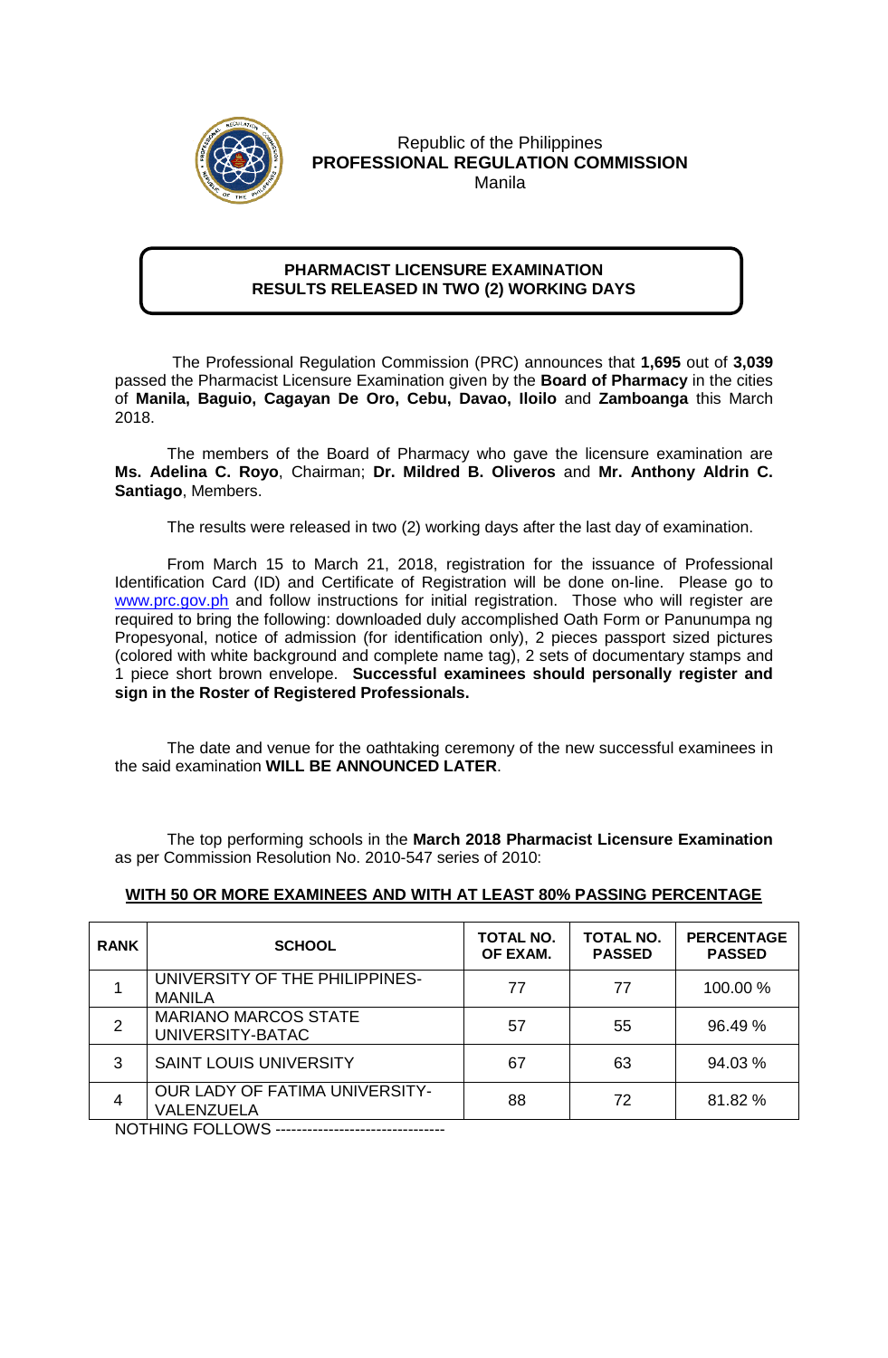Republic of the Philippines
**PROFESSIONAL REGULATION COMMISSION**
Manila

## PHARMACIST LICENSURE EXAMINATION RESULTS RELEASED IN TWO (2) WORKING DAYS

The Professional Regulation Commission (PRC) announces that **1,695** out of **3,039** passed the Pharmacist Licensure Examination given by the **Board of Pharmacy** in the cities of **Manila, Baguio, Cagayan De Oro, Cebu, Davao, Iloilo** and **Zamboanga** this March 2018.

The members of the Board of Pharmacy who gave the licensure examination are **Ms. Adelina C. Royo**, Chairman; **Dr. Mildred B. Oliveros** and **Mr. Anthony Aldrin C. Santiago**, Members.

The results were released in two (2) working days after the last day of examination.

From March 15 to March 21, 2018, registration for the issuance of Professional Identification Card (ID) and Certificate of Registration will be done on-line. Please go to www.prc.gov.ph and follow instructions for initial registration. Those who will register are required to bring the following: downloaded duly accomplished Oath Form or Panunumpa ng Propesyonal, notice of admission (for identification only), 2 pieces passport sized pictures (colored with white background and complete name tag), 2 sets of documentary stamps and 1 piece short brown envelope. **Successful examinees should personally register and sign in the Roster of Registered Professionals.**

The date and venue for the oathtaking ceremony of the new successful examinees in the said examination **WILL BE ANNOUNCED LATER**.

The top performing schools in the **March 2018 Pharmacist Licensure Examination** as per Commission Resolution No. 2010-547 series of 2010:

**WITH 50 OR MORE EXAMINEES AND WITH AT LEAST 80% PASSING PERCENTAGE**

| RANK | SCHOOL | TOTAL NO. OF EXAM. | TOTAL NO. PASSED | PERCENTAGE PASSED |
|---|---|---|---|---|
| 1 | UNIVERSITY OF THE PHILIPPINES-MANILA | 77 | 77 | 100.00 % |
| 2 | MARIANO MARCOS STATE UNIVERSITY-BATAC | 57 | 55 | 96.49 % |
| 3 | SAINT LOUIS UNIVERSITY | 67 | 63 | 94.03 % |
| 4 | OUR LADY OF FATIMA UNIVERSITY-VALENZUELA | 88 | 72 | 81.82 % |

NOTHING FOLLOWS --------------------------------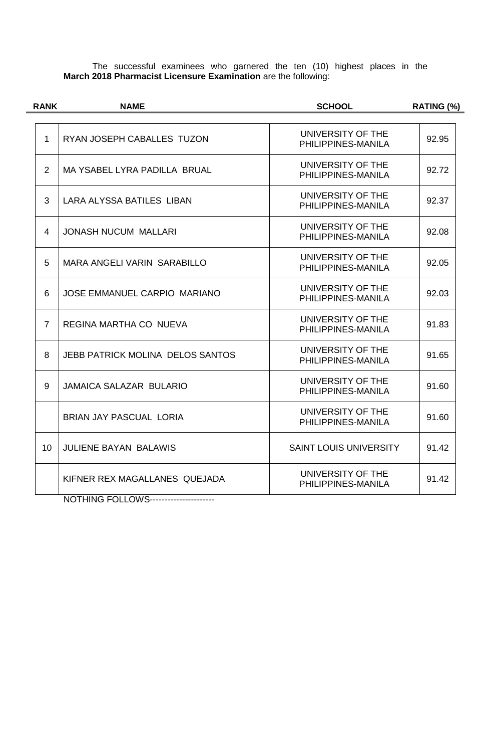The successful examinees who garnered the ten (10) highest places in the **March 2018 Pharmacist Licensure Examination** are the following:

| RANK | NAME | SCHOOL | RATING (%) |
|---|---|---|---|
| 1 | RYAN JOSEPH CABALLES TUZON | UNIVERSITY OF THE PHILIPPINES-MANILA | 92.95 |
| 2 | MA YSABEL LYRA PADILLA BRUAL | UNIVERSITY OF THE PHILIPPINES-MANILA | 92.72 |
| 3 | LARA ALYSSA BATILES LIBAN | UNIVERSITY OF THE PHILIPPINES-MANILA | 92.37 |
| 4 | JONASH NUCUM MALLARI | UNIVERSITY OF THE PHILIPPINES-MANILA | 92.08 |
| 5 | MARA ANGELI VARIN SARABILLO | UNIVERSITY OF THE PHILIPPINES-MANILA | 92.05 |
| 6 | JOSE EMMANUEL CARPIO MARIANO | UNIVERSITY OF THE PHILIPPINES-MANILA | 92.03 |
| 7 | REGINA MARTHA CO NUEVA | UNIVERSITY OF THE PHILIPPINES-MANILA | 91.83 |
| 8 | JEBB PATRICK MOLINA DELOS SANTOS | UNIVERSITY OF THE PHILIPPINES-MANILA | 91.65 |
| 9 | JAMAICA SALAZAR BULARIO | UNIVERSITY OF THE PHILIPPINES-MANILA | 91.60 |
| | BRIAN JAY PASCUAL LORIA | UNIVERSITY OF THE PHILIPPINES-MANILA | 91.60 |
| 10 | JULIENE BAYAN BALAWIS | SAINT LOUIS UNIVERSITY | 91.42 |
| | KIFNER REX MAGALLANES QUEJADA | UNIVERSITY OF THE PHILIPPINES-MANILA | 91.42 |

NOTHING FOLLOWS----------------------